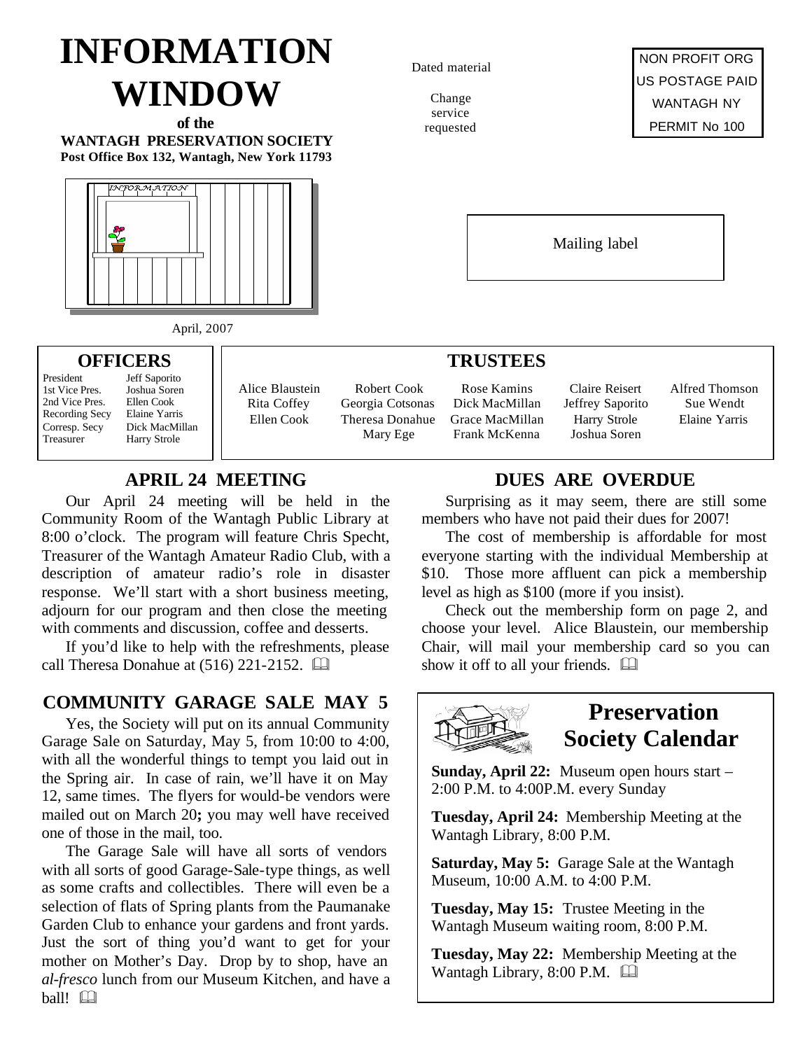# INFORMATION WINDOW

**of the**
**WANTAGH PRESERVATION SOCIETY**
**Post Office Box 132, Wantagh, New York 11793**

Dated material

Change service requested

NON PROFIT ORG
US POSTAGE PAID
WANTAGH NY
PERMIT No 100

Mailing label

April, 2007

## OFFICERS

| | |
|---|---|
| President | Jeff Saporito |
| 1st Vice Pres. | Joshua Soren |
| 2nd Vice Pres. | Ellen Cook |
| Recording Secy | Elaine Yarris |
| Corresp. Secy | Dick MacMillan |
| Treasurer | Harry Strole |

## TRUSTEES

| | | | | |
|---|---|---|---|---|
| Alice Blaustein | Robert Cook | Rose Kamins | Claire Reisert | Alfred Thomson |
| Rita Coffey | Georgia Cotsonas | Dick MacMillan | Jeffrey Saporito | Sue Wendt |
| Ellen Cook | Theresa Donahue | Grace MacMillan | Harry Strole | Elaine Yarris |
| | Mary Ege | Frank McKenna | Joshua Soren | |

## APRIL 24 MEETING

Our April 24 meeting will be held in the Community Room of the Wantagh Public Library at 8:00 o'clock. The program will feature Chris Specht, Treasurer of the Wantagh Amateur Radio Club, with a description of amateur radio's role in disaster response. We'll start with a short business meeting, adjourn for our program and then close the meeting with comments and discussion, coffee and desserts.

If you'd like to help with the refreshments, please call Theresa Donahue at (516) 221-2152.

## COMMUNITY GARAGE SALE MAY 5

Yes, the Society will put on its annual Community Garage Sale on Saturday, May 5, from 10:00 to 4:00, with all the wonderful things to tempt you laid out in the Spring air. In case of rain, we'll have it on May 12, same times. The flyers for would-be vendors were mailed out on March 20**;** you may well have received one of those in the mail, too.

The Garage Sale will have all sorts of vendors with all sorts of good Garage-Sale-type things, as well as some crafts and collectibles. There will even be a selection of flats of Spring plants from the Paumanake Garden Club to enhance your gardens and front yards. Just the sort of thing you'd want to get for your mother on Mother's Day. Drop by to shop, have an *al-fresco* lunch from our Museum Kitchen, and have a ball!

## DUES ARE OVERDUE

Surprising as it may seem, there are still some members who have not paid their dues for 2007!

The cost of membership is affordable for most everyone starting with the individual Membership at $10. Those more affluent can pick a membership level as high as $100 (more if you insist).

Check out the membership form on page 2, and choose your level. Alice Blaustein, our membership Chair, will mail your membership card so you can show it off to all your friends.

## Preservation Society Calendar

**Sunday, April 22:** Museum open hours start – 2:00 P.M. to 4:00P.M. every Sunday

**Tuesday, April 24:** Membership Meeting at the Wantagh Library, 8:00 P.M.

**Saturday, May 5:** Garage Sale at the Wantagh Museum, 10:00 A.M. to 4:00 P.M.

**Tuesday, May 15:** Trustee Meeting in the Wantagh Museum waiting room, 8:00 P.M.

**Tuesday, May 22:** Membership Meeting at the Wantagh Library, 8:00 P.M.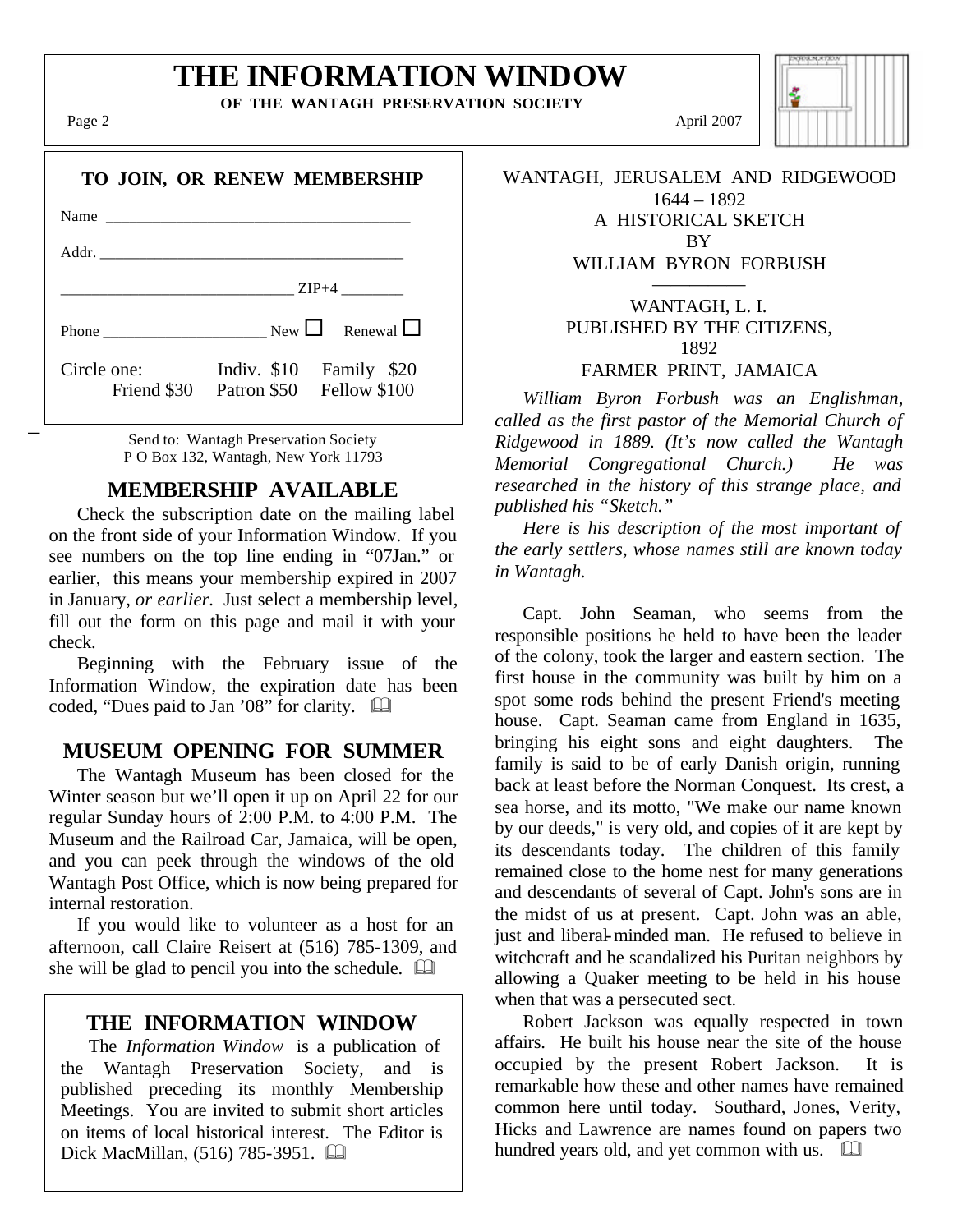# THE INFORMATION WINDOW

**OF THE WANTAGH PRESERVATION SOCIETY**

April 2007

## TO JOIN, OR RENEW MEMBERSHIP

Name ____________________________________

Addr. ____________________________________

____________________________ ZIP+4 ________

Phone ____________________ New ☐ Renewal ☐

Circle one: Indiv. $10 Family $20
Friend $30 Patron $50 Fellow $100

Send to: Wantagh Preservation Society
P O Box 132, Wantagh, New York 11793

## MEMBERSHIP AVAILABLE

Check the subscription date on the mailing label on the front side of your Information Window. If you see numbers on the top line ending in "07Jan." or earlier, this means your membership expired in 2007 in January, *or earlier.* Just select a membership level, fill out the form on this page and mail it with your check.

Beginning with the February issue of the Information Window, the expiration date has been coded, "Dues paid to Jan '08" for clarity. 🕮

## MUSEUM OPENING FOR SUMMER

The Wantagh Museum has been closed for the Winter season but we'll open it up on April 22 for our regular Sunday hours of 2:00 P.M. to 4:00 P.M. The Museum and the Railroad Car, Jamaica, will be open, and you can peek through the windows of the old Wantagh Post Office, which is now being prepared for internal restoration.

If you would like to volunteer as a host for an afternoon, call Claire Reisert at (516) 785-1309, and she will be glad to pencil you into the schedule. 🕮

## THE INFORMATION WINDOW

The *Information Window* is a publication of the Wantagh Preservation Society, and is published preceding its monthly Membership Meetings. You are invited to submit short articles on items of local historical interest. The Editor is Dick MacMillan, (516) 785-3951. 🕮

WANTAGH, JERUSALEM AND RIDGEWOOD
1644 – 1892
A HISTORICAL SKETCH
BY
WILLIAM BYRON FORBUSH

WANTAGH, L. I.
PUBLISHED BY THE CITIZENS,
1892
FARMER PRINT, JAMAICA

*William Byron Forbush was an Englishman, called as the first pastor of the Memorial Church of Ridgewood in 1889. (It's now called the Wantagh Memorial Congregational Church.) He was researched in the history of this strange place, and published his "Sketch."*

*Here is his description of the most important of the early settlers, whose names still are known today in Wantagh.*

Capt. John Seaman, who seems from the responsible positions he held to have been the leader of the colony, took the larger and eastern section. The first house in the community was built by him on a spot some rods behind the present Friend's meeting house. Capt. Seaman came from England in 1635, bringing his eight sons and eight daughters. The family is said to be of early Danish origin, running back at least before the Norman Conquest. Its crest, a sea horse, and its motto, "We make our name known by our deeds," is very old, and copies of it are kept by its descendants today. The children of this family remained close to the home nest for many generations and descendants of several of Capt. John's sons are in the midst of us at present. Capt. John was an able, just and liberal-minded man. He refused to believe in witchcraft and he scandalized his Puritan neighbors by allowing a Quaker meeting to be held in his house when that was a persecuted sect.

Robert Jackson was equally respected in town affairs. He built his house near the site of the house occupied by the present Robert Jackson. It is remarkable how these and other names have remained common here until today. Southard, Jones, Verity, Hicks and Lawrence are names found on papers two hundred years old, and yet common with us. 🕮